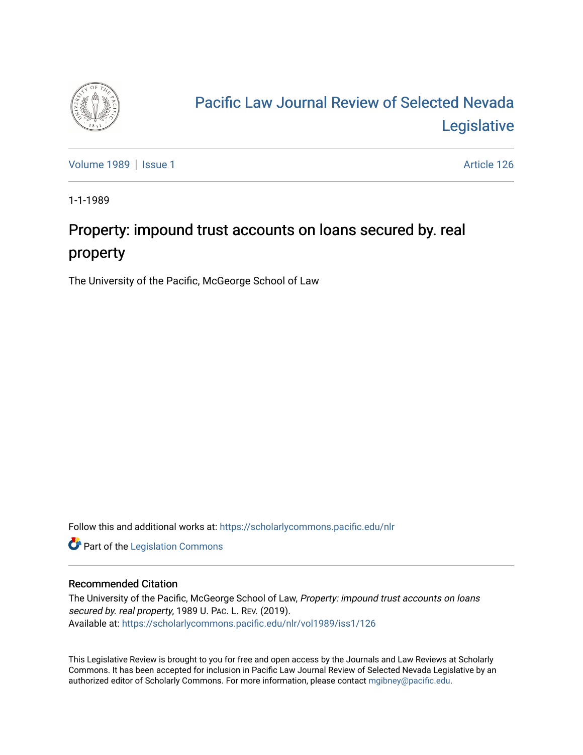# Pacific Law Journal Review of Selected Nevada Legislative

Volume 1989 | Issue 1 | Article 126

1-1-1989

## Property: impound trust accounts on loans secured by. real property

The University of the Pacific, McGeorge School of Law

Follow this and additional works at: https://scholarlycommons.pacific.edu/nlr

Part of the Legislation Commons

### Recommended Citation

The University of the Pacific, McGeorge School of Law, *Property: impound trust accounts on loans secured by. real property*, 1989 U. PAC. L. REV. (2019).
Available at: https://scholarlycommons.pacific.edu/nlr/vol1989/iss1/126

This Legislative Review is brought to you for free and open access by the Journals and Law Reviews at Scholarly Commons. It has been accepted for inclusion in Pacific Law Journal Review of Selected Nevada Legislative by an authorized editor of Scholarly Commons. For more information, please contact mgibney@pacific.edu.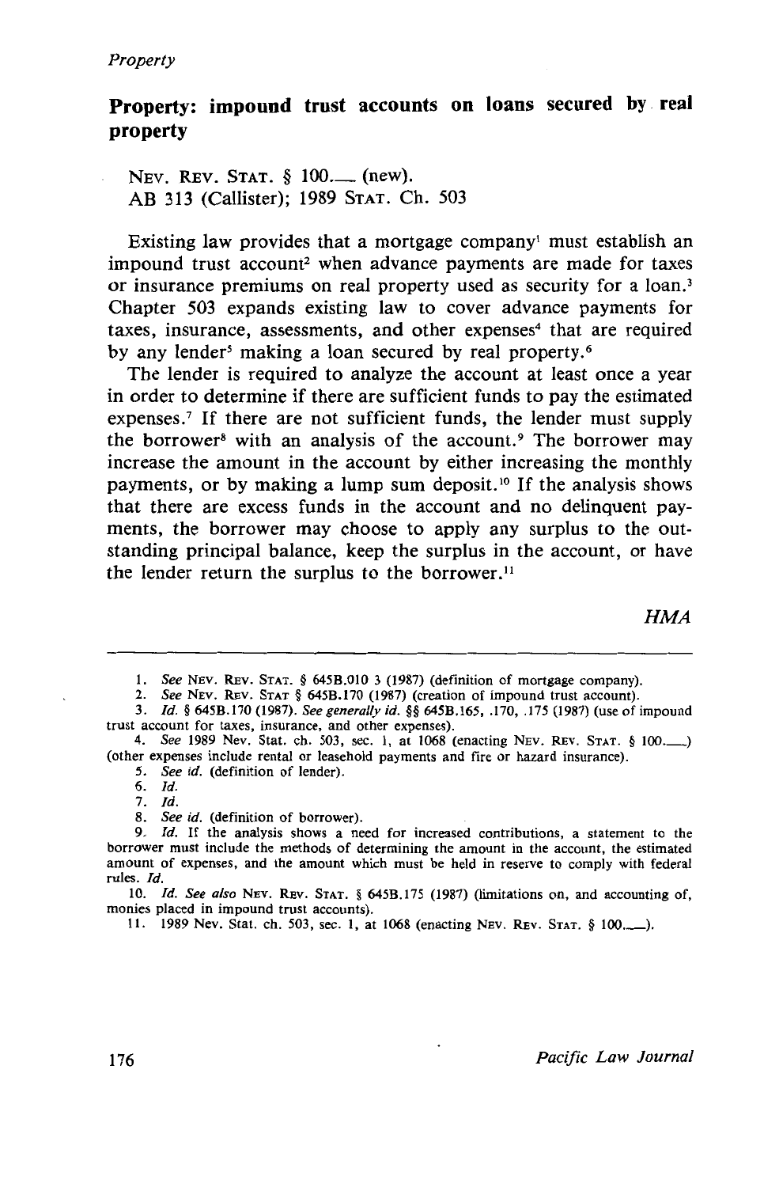## Property: impound trust accounts on loans secured by real property

NEV. REV. STAT. § 100.__ (new).
AB 313 (Callister); 1989 STAT. Ch. 503

Existing law provides that a mortgage company[1] must establish an impound trust account[2] when advance payments are made for taxes or insurance premiums on real property used as security for a loan.[3] Chapter 503 expands existing law to cover advance payments for taxes, insurance, assessments, and other expenses[4] that are required by any lender[5] making a loan secured by real property.[6]

The lender is required to analyze the account at least once a year in order to determine if there are sufficient funds to pay the estimated expenses.[7] If there are not sufficient funds, the lender must supply the borrower[8] with an analysis of the account.[9] The borrower may increase the amount in the account by either increasing the monthly payments, or by making a lump sum deposit.[10] If the analysis shows that there are excess funds in the account and no delinquent payments, the borrower may choose to apply any surplus to the outstanding principal balance, keep the surplus in the account, or have the lender return the surplus to the borrower.[11]

*HMA*

---

1. *See* NEV. REV. STAT. § 645B.010 3 (1987) (definition of mortgage company).
2. *See* NEV. REV. STAT § 645B.170 (1987) (creation of impound trust account).
3. *Id.* § 645B.170 (1987). *See generally id.* §§ 645B.165, .170, .175 (1987) (use of impound trust account for taxes, insurance, and other expenses).
4. *See* 1989 Nev. Stat. ch. 503, sec. 1, at 1068 (enacting NEV. REV. STAT. § 100.__) (other expenses include rental or leasehold payments and fire or hazard insurance).
5. *See id.* (definition of lender).
6. *Id.*
7. *Id.*
8. *See id.* (definition of borrower).
9. *Id.* If the analysis shows a need for increased contributions, a statement to the borrower must include the methods of determining the amount in the account, the estimated amount of expenses, and the amount which must be held in reserve to comply with federal rules. *Id.*
10. *Id. See also* NEV. REV. STAT. § 645B.175 (1987) (limitations on, and accounting of, monies placed in impound trust accounts).
11. 1989 Nev. Stat. ch. 503, sec. 1, at 1068 (enacting NEV. REV. STAT. § 100.__).